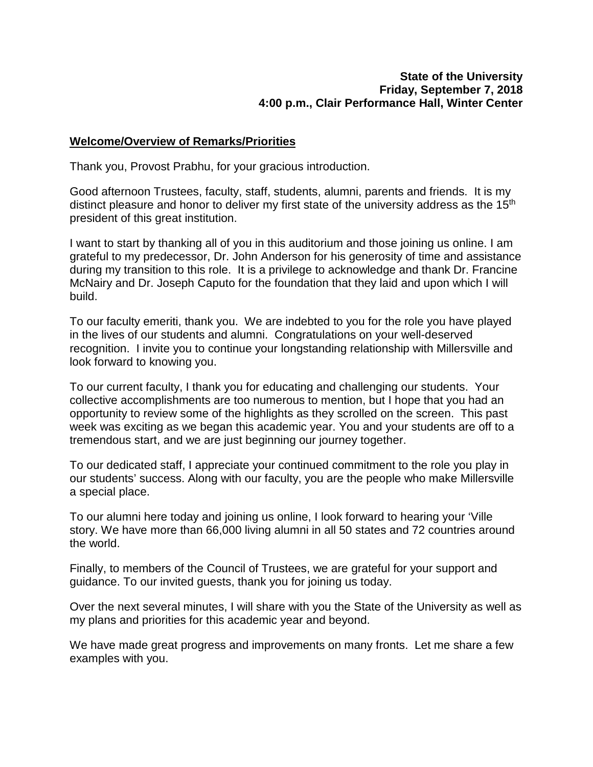**State of the University**
**Friday, September 7, 2018**
**4:00 p.m., Clair Performance Hall, Winter Center**

## Welcome/Overview of Remarks/Priorities

Thank you, Provost Prabhu, for your gracious introduction.

Good afternoon Trustees, faculty, staff, students, alumni, parents and friends. It is my distinct pleasure and honor to deliver my first state of the university address as the 15th president of this great institution.

I want to start by thanking all of you in this auditorium and those joining us online. I am grateful to my predecessor, Dr. John Anderson for his generosity of time and assistance during my transition to this role. It is a privilege to acknowledge and thank Dr. Francine McNairy and Dr. Joseph Caputo for the foundation that they laid and upon which I will build.

To our faculty emeriti, thank you. We are indebted to you for the role you have played in the lives of our students and alumni. Congratulations on your well-deserved recognition. I invite you to continue your longstanding relationship with Millersville and look forward to knowing you.

To our current faculty, I thank you for educating and challenging our students. Your collective accomplishments are too numerous to mention, but I hope that you had an opportunity to review some of the highlights as they scrolled on the screen. This past week was exciting as we began this academic year. You and your students are off to a tremendous start, and we are just beginning our journey together.

To our dedicated staff, I appreciate your continued commitment to the role you play in our students' success. Along with our faculty, you are the people who make Millersville a special place.

To our alumni here today and joining us online, I look forward to hearing your 'Ville story. We have more than 66,000 living alumni in all 50 states and 72 countries around the world.

Finally, to members of the Council of Trustees, we are grateful for your support and guidance. To our invited guests, thank you for joining us today.

Over the next several minutes, I will share with you the State of the University as well as my plans and priorities for this academic year and beyond.

We have made great progress and improvements on many fronts. Let me share a few examples with you.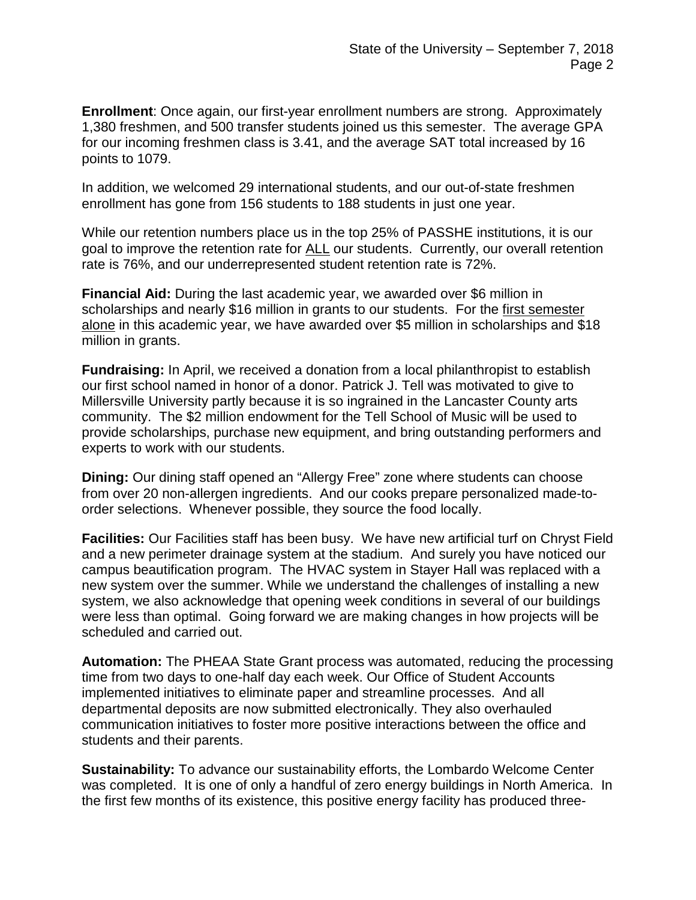**Enrollment**: Once again, our first-year enrollment numbers are strong. Approximately 1,380 freshmen, and 500 transfer students joined us this semester. The average GPA for our incoming freshmen class is 3.41, and the average SAT total increased by 16 points to 1079.

In addition, we welcomed 29 international students, and our out-of-state freshmen enrollment has gone from 156 students to 188 students in just one year.

While our retention numbers place us in the top 25% of PASSHE institutions, it is our goal to improve the retention rate for <u>ALL</u> our students. Currently, our overall retention rate is 76%, and our underrepresented student retention rate is 72%.

**Financial Aid:** During the last academic year, we awarded over $6 million in scholarships and nearly $16 million in grants to our students. For the <u>first semester alone</u> in this academic year, we have awarded over $5 million in scholarships and $18 million in grants.

**Fundraising:** In April, we received a donation from a local philanthropist to establish our first school named in honor of a donor. Patrick J. Tell was motivated to give to Millersville University partly because it is so ingrained in the Lancaster County arts community. The $2 million endowment for the Tell School of Music will be used to provide scholarships, purchase new equipment, and bring outstanding performers and experts to work with our students.

**Dining:** Our dining staff opened an "Allergy Free" zone where students can choose from over 20 non-allergen ingredients. And our cooks prepare personalized made-to-order selections. Whenever possible, they source the food locally.

**Facilities:** Our Facilities staff has been busy. We have new artificial turf on Chryst Field and a new perimeter drainage system at the stadium. And surely you have noticed our campus beautification program. The HVAC system in Stayer Hall was replaced with a new system over the summer. While we understand the challenges of installing a new system, we also acknowledge that opening week conditions in several of our buildings were less than optimal. Going forward we are making changes in how projects will be scheduled and carried out.

**Automation:** The PHEAA State Grant process was automated, reducing the processing time from two days to one-half day each week. Our Office of Student Accounts implemented initiatives to eliminate paper and streamline processes. And all departmental deposits are now submitted electronically. They also overhauled communication initiatives to foster more positive interactions between the office and students and their parents.

**Sustainability:** To advance our sustainability efforts, the Lombardo Welcome Center was completed. It is one of only a handful of zero energy buildings in North America. In the first few months of its existence, this positive energy facility has produced three-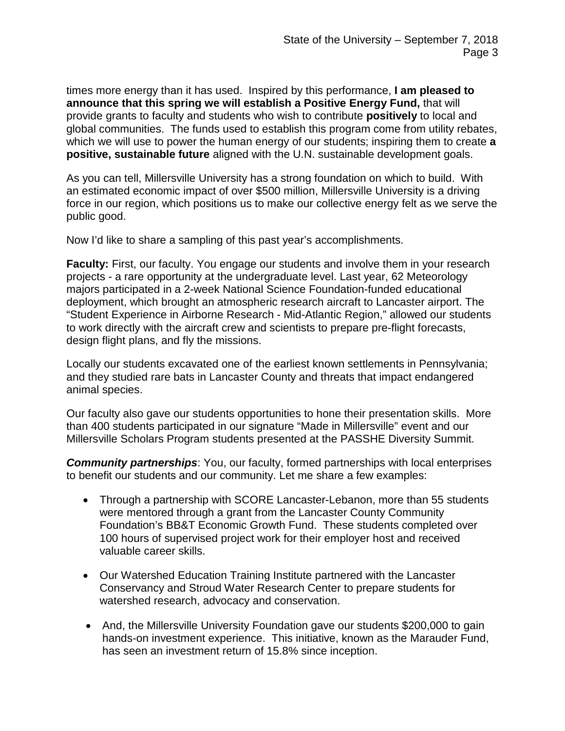times more energy than it has used. Inspired by this performance, **I am pleased to announce that this spring we will establish a Positive Energy Fund,** that will provide grants to faculty and students who wish to contribute **positively** to local and global communities. The funds used to establish this program come from utility rebates, which we will use to power the human energy of our students; inspiring them to create **a positive, sustainable future** aligned with the U.N. sustainable development goals.

As you can tell, Millersville University has a strong foundation on which to build. With an estimated economic impact of over $500 million, Millersville University is a driving force in our region, which positions us to make our collective energy felt as we serve the public good.

Now I'd like to share a sampling of this past year's accomplishments.

**Faculty:** First, our faculty. You engage our students and involve them in your research projects - a rare opportunity at the undergraduate level. Last year, 62 Meteorology majors participated in a 2-week National Science Foundation-funded educational deployment, which brought an atmospheric research aircraft to Lancaster airport. The "Student Experience in Airborne Research - Mid-Atlantic Region," allowed our students to work directly with the aircraft crew and scientists to prepare pre-flight forecasts, design flight plans, and fly the missions.

Locally our students excavated one of the earliest known settlements in Pennsylvania; and they studied rare bats in Lancaster County and threats that impact endangered animal species.

Our faculty also gave our students opportunities to hone their presentation skills. More than 400 students participated in our signature "Made in Millersville" event and our Millersville Scholars Program students presented at the PASSHE Diversity Summit.

***Community partnerships***: You, our faculty, formed partnerships with local enterprises to benefit our students and our community. Let me share a few examples:

- Through a partnership with SCORE Lancaster-Lebanon, more than 55 students were mentored through a grant from the Lancaster County Community Foundation's BB&T Economic Growth Fund. These students completed over 100 hours of supervised project work for their employer host and received valuable career skills.
- Our Watershed Education Training Institute partnered with the Lancaster Conservancy and Stroud Water Research Center to prepare students for watershed research, advocacy and conservation.
- And, the Millersville University Foundation gave our students $200,000 to gain hands-on investment experience. This initiative, known as the Marauder Fund, has seen an investment return of 15.8% since inception.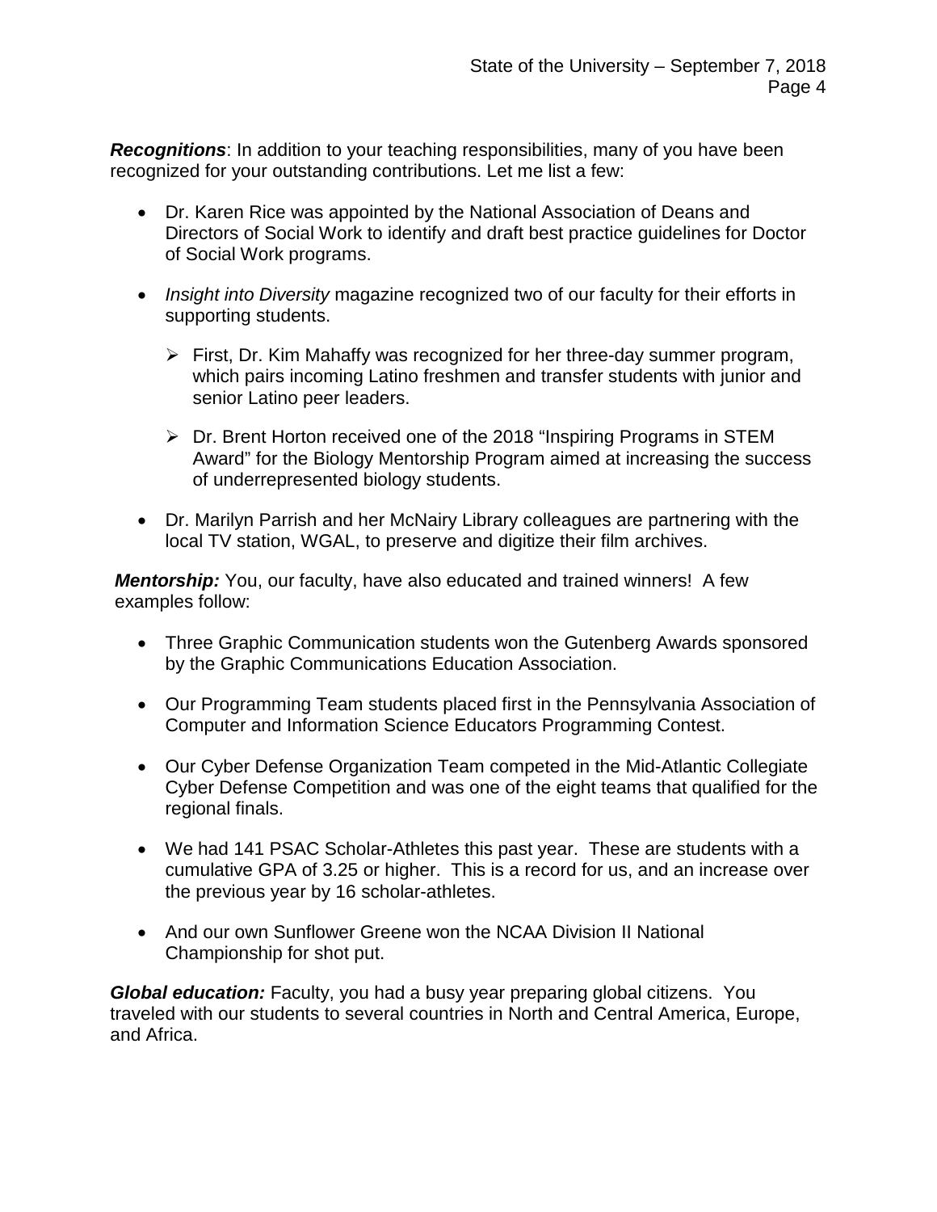***Recognitions***: In addition to your teaching responsibilities, many of you have been recognized for your outstanding contributions. Let me list a few:

- Dr. Karen Rice was appointed by the National Association of Deans and Directors of Social Work to identify and draft best practice guidelines for Doctor of Social Work programs.

- *Insight into Diversity* magazine recognized two of our faculty for their efforts in supporting students.

  - First, Dr. Kim Mahaffy was recognized for her three-day summer program, which pairs incoming Latino freshmen and transfer students with junior and senior Latino peer leaders.

  - Dr. Brent Horton received one of the 2018 "Inspiring Programs in STEM Award" for the Biology Mentorship Program aimed at increasing the success of underrepresented biology students.

- Dr. Marilyn Parrish and her McNairy Library colleagues are partnering with the local TV station, WGAL, to preserve and digitize their film archives.

***Mentorship:*** You, our faculty, have also educated and trained winners! A few examples follow:

- Three Graphic Communication students won the Gutenberg Awards sponsored by the Graphic Communications Education Association.

- Our Programming Team students placed first in the Pennsylvania Association of Computer and Information Science Educators Programming Contest.

- Our Cyber Defense Organization Team competed in the Mid-Atlantic Collegiate Cyber Defense Competition and was one of the eight teams that qualified for the regional finals.

- We had 141 PSAC Scholar-Athletes this past year. These are students with a cumulative GPA of 3.25 or higher. This is a record for us, and an increase over the previous year by 16 scholar-athletes.

- And our own Sunflower Greene won the NCAA Division II National Championship for shot put.

***Global education:*** Faculty, you had a busy year preparing global citizens. You traveled with our students to several countries in North and Central America, Europe, and Africa.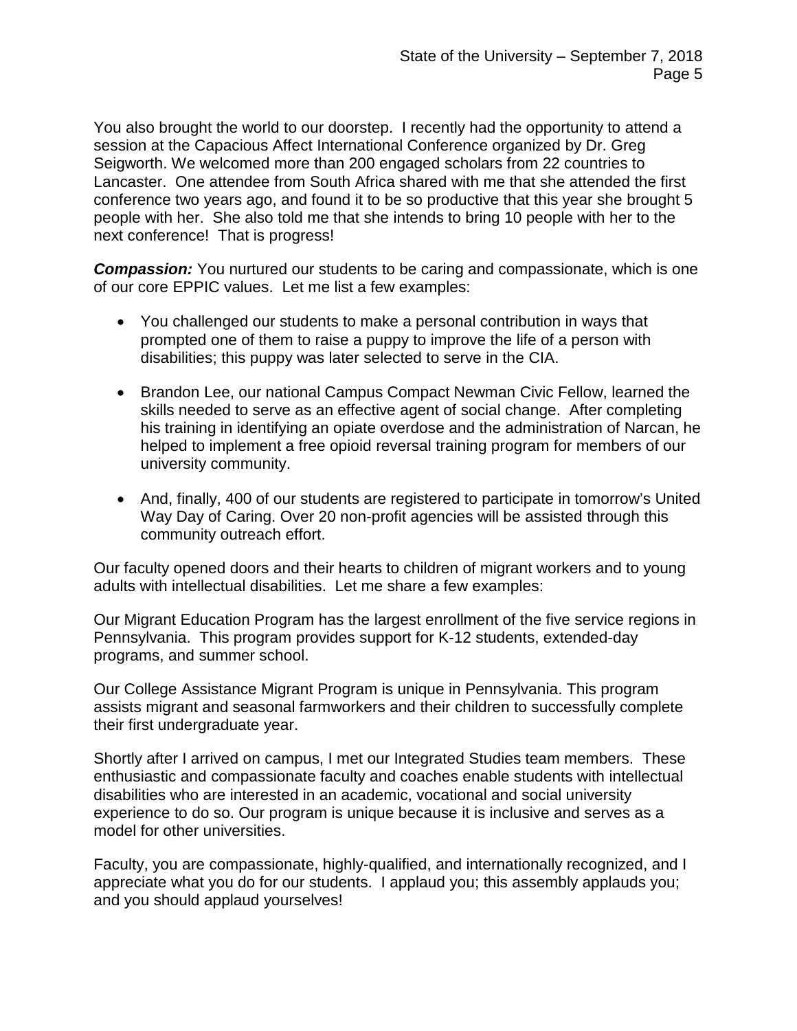You also brought the world to our doorstep. I recently had the opportunity to attend a session at the Capacious Affect International Conference organized by Dr. Greg Seigworth. We welcomed more than 200 engaged scholars from 22 countries to Lancaster. One attendee from South Africa shared with me that she attended the first conference two years ago, and found it to be so productive that this year she brought 5 people with her. She also told me that she intends to bring 10 people with her to the next conference! That is progress!

***Compassion:*** You nurtured our students to be caring and compassionate, which is one of our core EPPIC values. Let me list a few examples:

- You challenged our students to make a personal contribution in ways that prompted one of them to raise a puppy to improve the life of a person with disabilities; this puppy was later selected to serve in the CIA.
- Brandon Lee, our national Campus Compact Newman Civic Fellow, learned the skills needed to serve as an effective agent of social change. After completing his training in identifying an opiate overdose and the administration of Narcan, he helped to implement a free opioid reversal training program for members of our university community.
- And, finally, 400 of our students are registered to participate in tomorrow's United Way Day of Caring. Over 20 non-profit agencies will be assisted through this community outreach effort.

Our faculty opened doors and their hearts to children of migrant workers and to young adults with intellectual disabilities. Let me share a few examples:

Our Migrant Education Program has the largest enrollment of the five service regions in Pennsylvania. This program provides support for K-12 students, extended-day programs, and summer school.

Our College Assistance Migrant Program is unique in Pennsylvania. This program assists migrant and seasonal farmworkers and their children to successfully complete their first undergraduate year.

Shortly after I arrived on campus, I met our Integrated Studies team members. These enthusiastic and compassionate faculty and coaches enable students with intellectual disabilities who are interested in an academic, vocational and social university experience to do so. Our program is unique because it is inclusive and serves as a model for other universities.

Faculty, you are compassionate, highly-qualified, and internationally recognized, and I appreciate what you do for our students. I applaud you; this assembly applauds you; and you should applaud yourselves!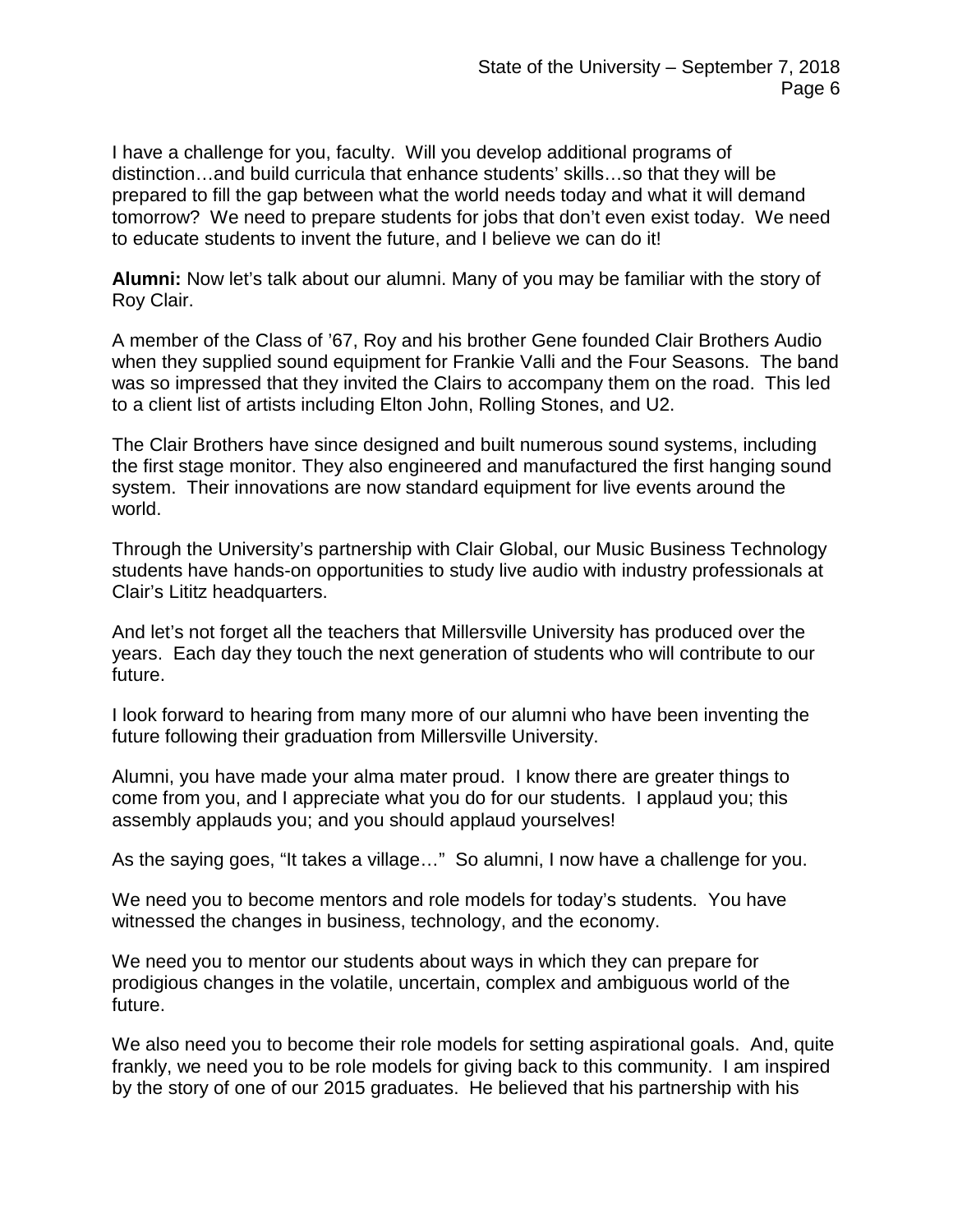I have a challenge for you, faculty. Will you develop additional programs of distinction…and build curricula that enhance students' skills…so that they will be prepared to fill the gap between what the world needs today and what it will demand tomorrow? We need to prepare students for jobs that don't even exist today. We need to educate students to invent the future, and I believe we can do it!

**Alumni:** Now let's talk about our alumni. Many of you may be familiar with the story of Roy Clair.

A member of the Class of '67, Roy and his brother Gene founded Clair Brothers Audio when they supplied sound equipment for Frankie Valli and the Four Seasons. The band was so impressed that they invited the Clairs to accompany them on the road. This led to a client list of artists including Elton John, Rolling Stones, and U2.

The Clair Brothers have since designed and built numerous sound systems, including the first stage monitor. They also engineered and manufactured the first hanging sound system. Their innovations are now standard equipment for live events around the world.

Through the University's partnership with Clair Global, our Music Business Technology students have hands-on opportunities to study live audio with industry professionals at Clair's Lititz headquarters.

And let's not forget all the teachers that Millersville University has produced over the years. Each day they touch the next generation of students who will contribute to our future.

I look forward to hearing from many more of our alumni who have been inventing the future following their graduation from Millersville University.

Alumni, you have made your alma mater proud. I know there are greater things to come from you, and I appreciate what you do for our students. I applaud you; this assembly applauds you; and you should applaud yourselves!

As the saying goes, "It takes a village…" So alumni, I now have a challenge for you.

We need you to become mentors and role models for today's students. You have witnessed the changes in business, technology, and the economy.

We need you to mentor our students about ways in which they can prepare for prodigious changes in the volatile, uncertain, complex and ambiguous world of the future.

We also need you to become their role models for setting aspirational goals. And, quite frankly, we need you to be role models for giving back to this community. I am inspired by the story of one of our 2015 graduates. He believed that his partnership with his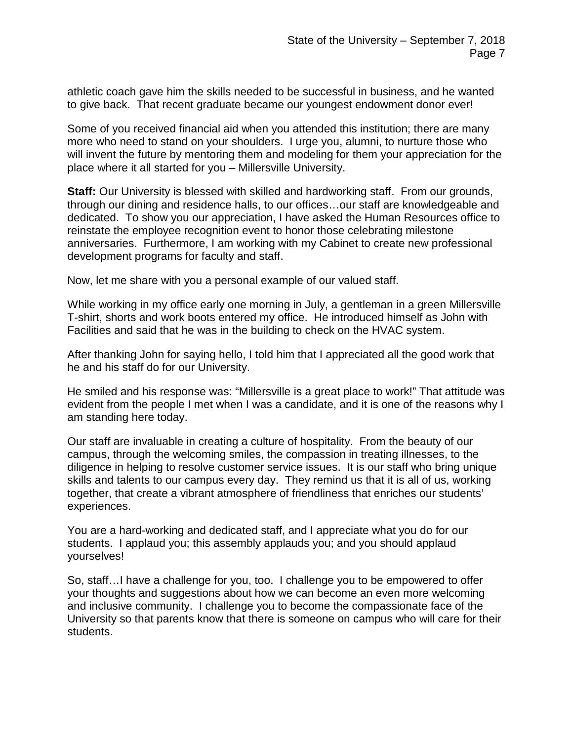athletic coach gave him the skills needed to be successful in business, and he wanted to give back. That recent graduate became our youngest endowment donor ever!

Some of you received financial aid when you attended this institution; there are many more who need to stand on your shoulders. I urge you, alumni, to nurture those who will invent the future by mentoring them and modeling for them your appreciation for the place where it all started for you – Millersville University.

**Staff:** Our University is blessed with skilled and hardworking staff. From our grounds, through our dining and residence halls, to our offices…our staff are knowledgeable and dedicated. To show you our appreciation, I have asked the Human Resources office to reinstate the employee recognition event to honor those celebrating milestone anniversaries. Furthermore, I am working with my Cabinet to create new professional development programs for faculty and staff.

Now, let me share with you a personal example of our valued staff.

While working in my office early one morning in July, a gentleman in a green Millersville T-shirt, shorts and work boots entered my office. He introduced himself as John with Facilities and said that he was in the building to check on the HVAC system.

After thanking John for saying hello, I told him that I appreciated all the good work that he and his staff do for our University.

He smiled and his response was: "Millersville is a great place to work!" That attitude was evident from the people I met when I was a candidate, and it is one of the reasons why I am standing here today.

Our staff are invaluable in creating a culture of hospitality. From the beauty of our campus, through the welcoming smiles, the compassion in treating illnesses, to the diligence in helping to resolve customer service issues. It is our staff who bring unique skills and talents to our campus every day. They remind us that it is all of us, working together, that create a vibrant atmosphere of friendliness that enriches our students' experiences.

You are a hard-working and dedicated staff, and I appreciate what you do for our students. I applaud you; this assembly applauds you; and you should applaud yourselves!

So, staff…I have a challenge for you, too. I challenge you to be empowered to offer your thoughts and suggestions about how we can become an even more welcoming and inclusive community. I challenge you to become the compassionate face of the University so that parents know that there is someone on campus who will care for their students.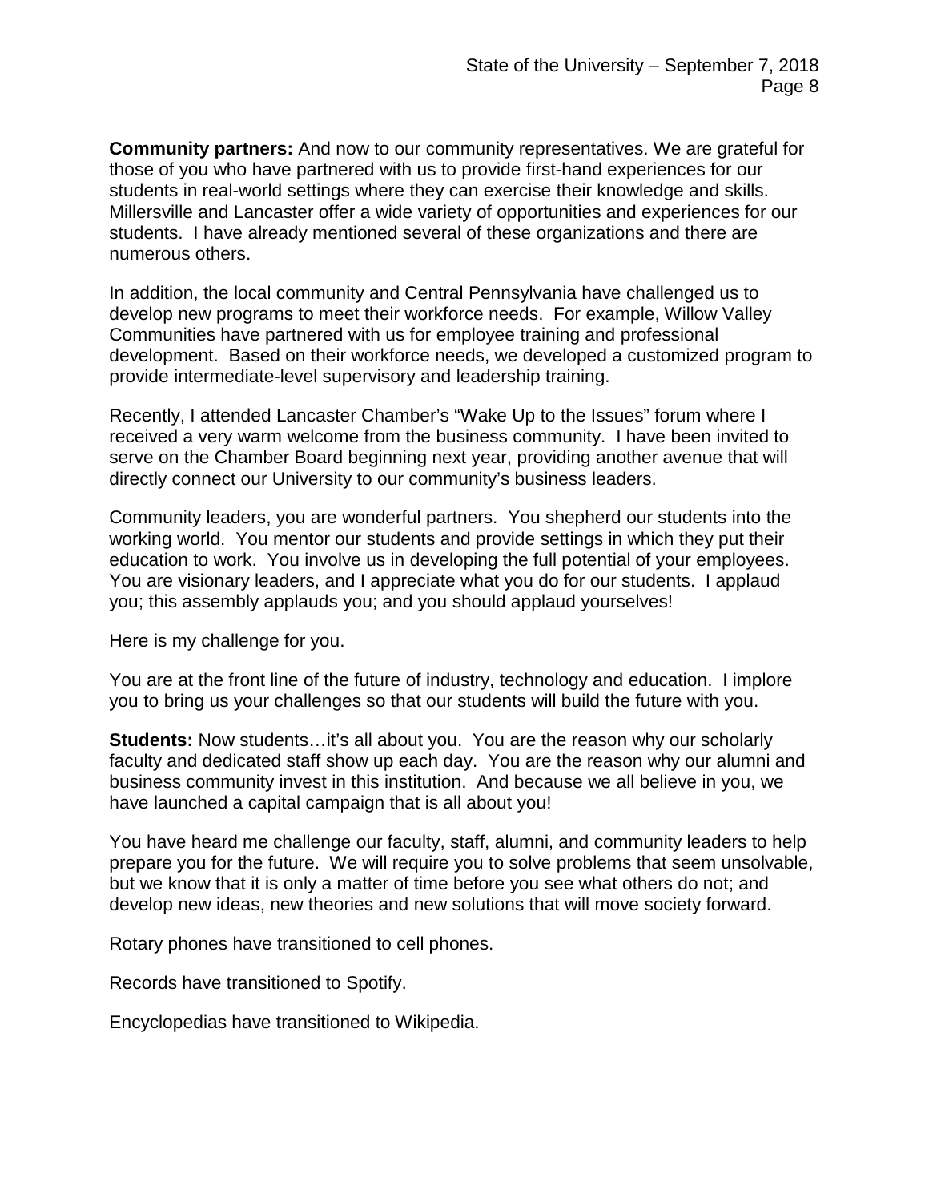**Community partners:** And now to our community representatives. We are grateful for those of you who have partnered with us to provide first-hand experiences for our students in real-world settings where they can exercise their knowledge and skills. Millersville and Lancaster offer a wide variety of opportunities and experiences for our students. I have already mentioned several of these organizations and there are numerous others.

In addition, the local community and Central Pennsylvania have challenged us to develop new programs to meet their workforce needs. For example, Willow Valley Communities have partnered with us for employee training and professional development. Based on their workforce needs, we developed a customized program to provide intermediate-level supervisory and leadership training.

Recently, I attended Lancaster Chamber's "Wake Up to the Issues" forum where I received a very warm welcome from the business community. I have been invited to serve on the Chamber Board beginning next year, providing another avenue that will directly connect our University to our community's business leaders.

Community leaders, you are wonderful partners. You shepherd our students into the working world. You mentor our students and provide settings in which they put their education to work. You involve us in developing the full potential of your employees. You are visionary leaders, and I appreciate what you do for our students. I applaud you; this assembly applauds you; and you should applaud yourselves!

Here is my challenge for you.

You are at the front line of the future of industry, technology and education. I implore you to bring us your challenges so that our students will build the future with you.

**Students:** Now students…it's all about you. You are the reason why our scholarly faculty and dedicated staff show up each day. You are the reason why our alumni and business community invest in this institution. And because we all believe in you, we have launched a capital campaign that is all about you!

You have heard me challenge our faculty, staff, alumni, and community leaders to help prepare you for the future. We will require you to solve problems that seem unsolvable, but we know that it is only a matter of time before you see what others do not; and develop new ideas, new theories and new solutions that will move society forward.

Rotary phones have transitioned to cell phones.

Records have transitioned to Spotify.

Encyclopedias have transitioned to Wikipedia.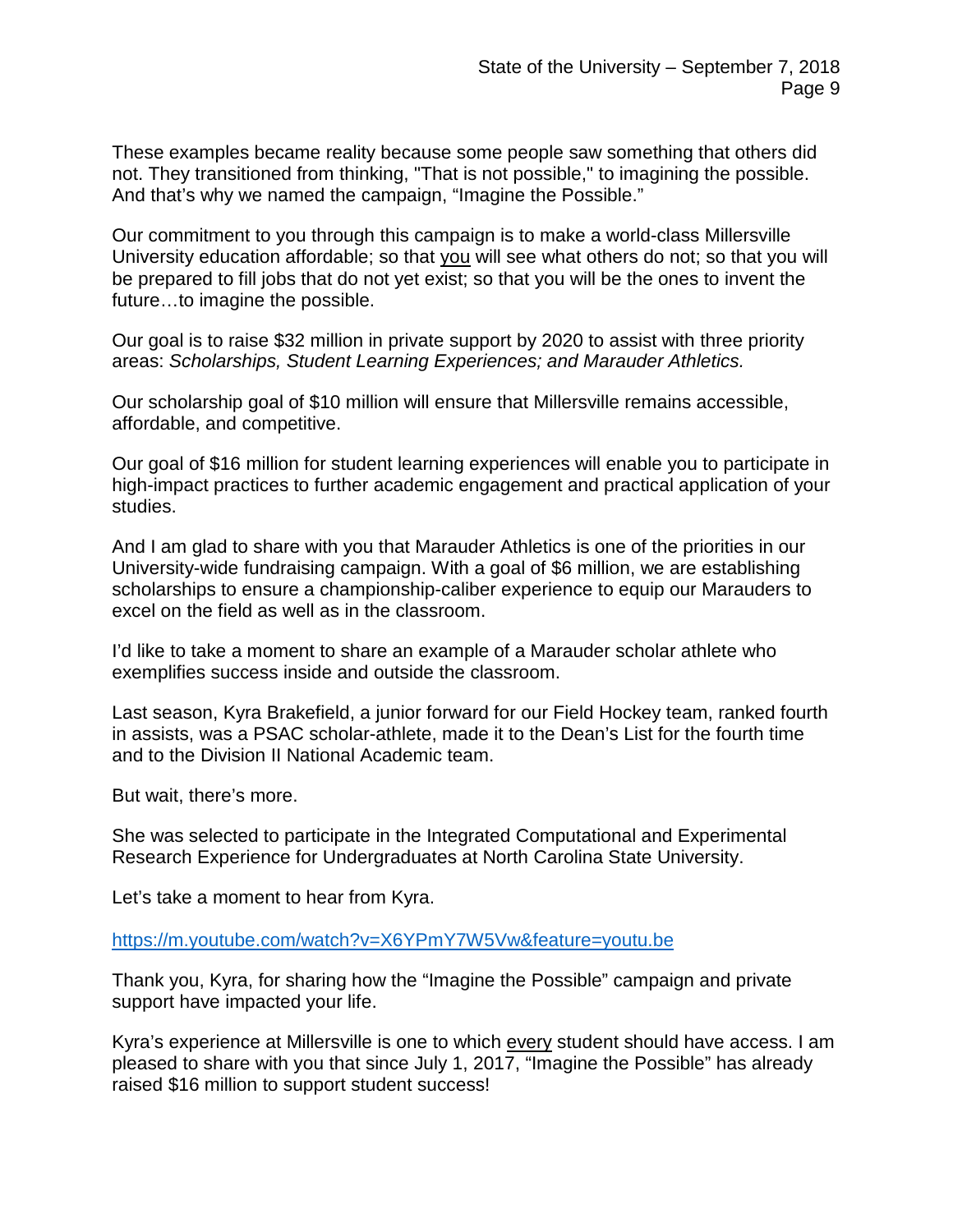These examples became reality because some people saw something that others did not. They transitioned from thinking, "That is not possible," to imagining the possible. And that's why we named the campaign, "Imagine the Possible."

Our commitment to you through this campaign is to make a world-class Millersville University education affordable; so that <u>you</u> will see what others do not; so that you will be prepared to fill jobs that do not yet exist; so that you will be the ones to invent the future…to imagine the possible.

Our goal is to raise $32 million in private support by 2020 to assist with three priority areas: *Scholarships, Student Learning Experiences; and Marauder Athletics.*

Our scholarship goal of $10 million will ensure that Millersville remains accessible, affordable, and competitive.

Our goal of $16 million for student learning experiences will enable you to participate in high-impact practices to further academic engagement and practical application of your studies.

And I am glad to share with you that Marauder Athletics is one of the priorities in our University-wide fundraising campaign. With a goal of $6 million, we are establishing scholarships to ensure a championship-caliber experience to equip our Marauders to excel on the field as well as in the classroom.

I'd like to take a moment to share an example of a Marauder scholar athlete who exemplifies success inside and outside the classroom.

Last season, Kyra Brakefield, a junior forward for our Field Hockey team, ranked fourth in assists, was a PSAC scholar-athlete, made it to the Dean's List for the fourth time and to the Division II National Academic team.

But wait, there's more.

She was selected to participate in the Integrated Computational and Experimental Research Experience for Undergraduates at North Carolina State University.

Let's take a moment to hear from Kyra.

https://m.youtube.com/watch?v=X6YPmY7W5Vw&feature=youtu.be

Thank you, Kyra, for sharing how the "Imagine the Possible" campaign and private support have impacted your life.

Kyra's experience at Millersville is one to which <u>every</u> student should have access. I am pleased to share with you that since July 1, 2017, "Imagine the Possible" has already raised $16 million to support student success!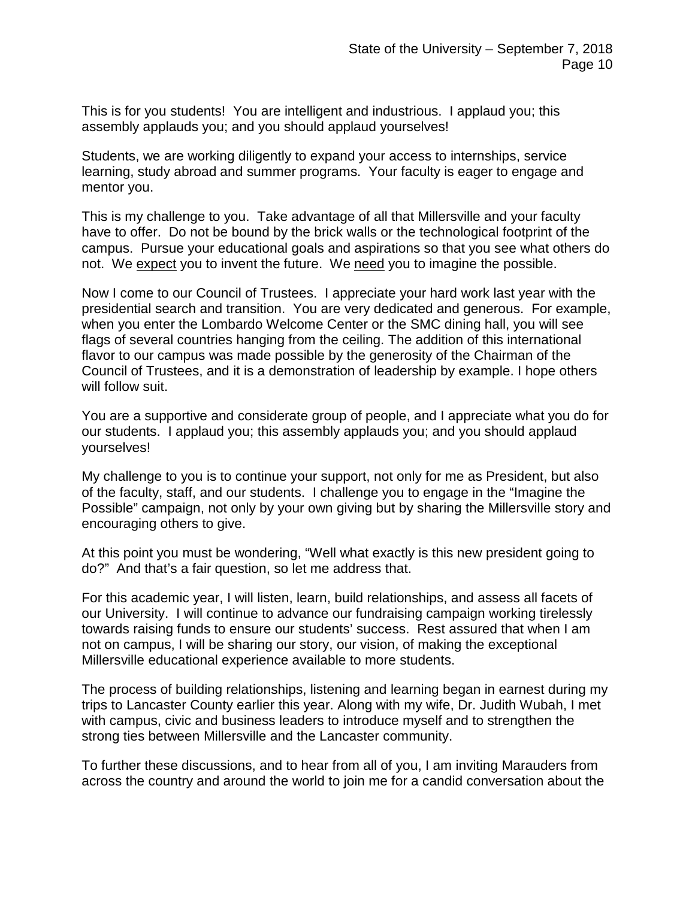This is for you students! You are intelligent and industrious. I applaud you; this assembly applauds you; and you should applaud yourselves!

Students, we are working diligently to expand your access to internships, service learning, study abroad and summer programs. Your faculty is eager to engage and mentor you.

This is my challenge to you. Take advantage of all that Millersville and your faculty have to offer. Do not be bound by the brick walls or the technological footprint of the campus. Pursue your educational goals and aspirations so that you see what others do not. We <u>expect</u> you to invent the future. We <u>need</u> you to imagine the possible.

Now I come to our Council of Trustees. I appreciate your hard work last year with the presidential search and transition. You are very dedicated and generous. For example, when you enter the Lombardo Welcome Center or the SMC dining hall, you will see flags of several countries hanging from the ceiling. The addition of this international flavor to our campus was made possible by the generosity of the Chairman of the Council of Trustees, and it is a demonstration of leadership by example. I hope others will follow suit.

You are a supportive and considerate group of people, and I appreciate what you do for our students. I applaud you; this assembly applauds you; and you should applaud yourselves!

My challenge to you is to continue your support, not only for me as President, but also of the faculty, staff, and our students. I challenge you to engage in the "Imagine the Possible" campaign, not only by your own giving but by sharing the Millersville story and encouraging others to give.

At this point you must be wondering, "Well what exactly is this new president going to do?" And that's a fair question, so let me address that.

For this academic year, I will listen, learn, build relationships, and assess all facets of our University. I will continue to advance our fundraising campaign working tirelessly towards raising funds to ensure our students' success. Rest assured that when I am not on campus, I will be sharing our story, our vision, of making the exceptional Millersville educational experience available to more students.

The process of building relationships, listening and learning began in earnest during my trips to Lancaster County earlier this year. Along with my wife, Dr. Judith Wubah, I met with campus, civic and business leaders to introduce myself and to strengthen the strong ties between Millersville and the Lancaster community.

To further these discussions, and to hear from all of you, I am inviting Marauders from across the country and around the world to join me for a candid conversation about the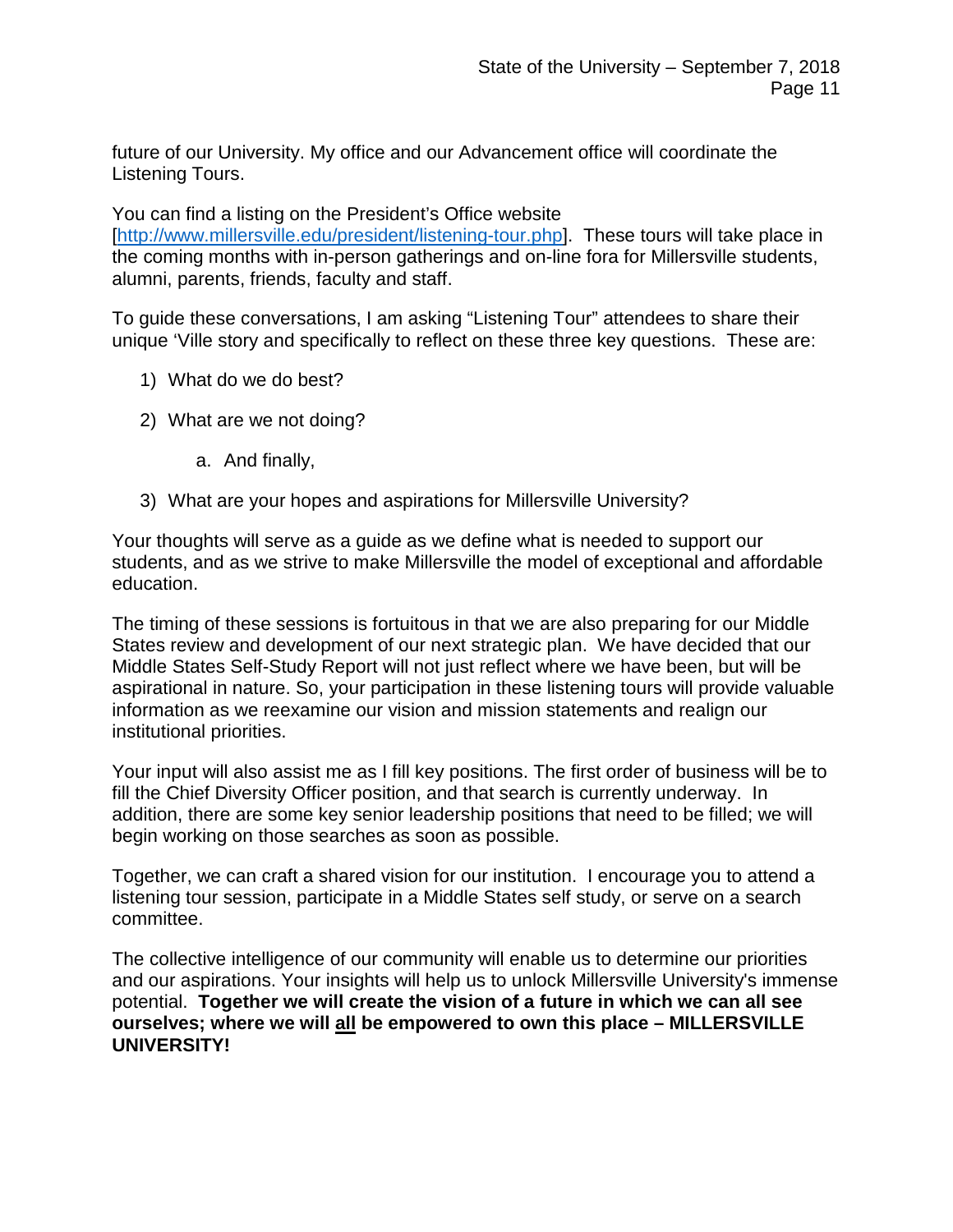future of our University. My office and our Advancement office will coordinate the Listening Tours.

You can find a listing on the President's Office website [http://www.millersville.edu/president/listening-tour.php]. These tours will take place in the coming months with in-person gatherings and on-line fora for Millersville students, alumni, parents, friends, faculty and staff.

To guide these conversations, I am asking "Listening Tour" attendees to share their unique 'Ville story and specifically to reflect on these three key questions. These are:

1) What do we do best?

2) What are we not doing?

    a. And finally,

3) What are your hopes and aspirations for Millersville University?

Your thoughts will serve as a guide as we define what is needed to support our students, and as we strive to make Millersville the model of exceptional and affordable education.

The timing of these sessions is fortuitous in that we are also preparing for our Middle States review and development of our next strategic plan. We have decided that our Middle States Self-Study Report will not just reflect where we have been, but will be aspirational in nature. So, your participation in these listening tours will provide valuable information as we reexamine our vision and mission statements and realign our institutional priorities.

Your input will also assist me as I fill key positions. The first order of business will be to fill the Chief Diversity Officer position, and that search is currently underway. In addition, there are some key senior leadership positions that need to be filled; we will begin working on those searches as soon as possible.

Together, we can craft a shared vision for our institution. I encourage you to attend a listening tour session, participate in a Middle States self study, or serve on a search committee.

The collective intelligence of our community will enable us to determine our priorities and our aspirations. Your insights will help us to unlock Millersville University's immense potential. **Together we will create the vision of a future in which we can all see ourselves; where we will <u>all</u> be empowered to own this place – MILLERSVILLE UNIVERSITY!**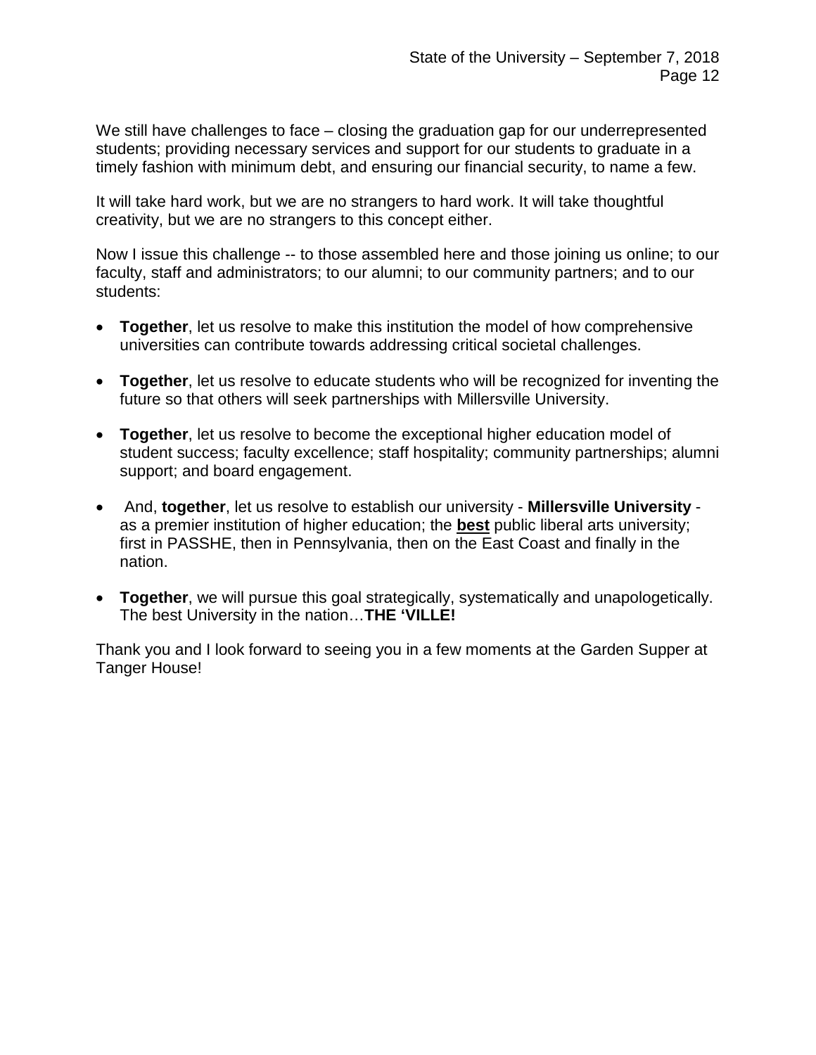We still have challenges to face – closing the graduation gap for our underrepresented students; providing necessary services and support for our students to graduate in a timely fashion with minimum debt, and ensuring our financial security, to name a few.

It will take hard work, but we are no strangers to hard work. It will take thoughtful creativity, but we are no strangers to this concept either.

Now I issue this challenge -- to those assembled here and those joining us online; to our faculty, staff and administrators; to our alumni; to our community partners; and to our students:

- **Together**, let us resolve to make this institution the model of how comprehensive universities can contribute towards addressing critical societal challenges.

- **Together**, let us resolve to educate students who will be recognized for inventing the future so that others will seek partnerships with Millersville University.

- **Together**, let us resolve to become the exceptional higher education model of student success; faculty excellence; staff hospitality; community partnerships; alumni support; and board engagement.

- And, **together**, let us resolve to establish our university - **Millersville University** - as a premier institution of higher education; the <u>**best**</u> public liberal arts university; first in PASSHE, then in Pennsylvania, then on the East Coast and finally in the nation.

- **Together**, we will pursue this goal strategically, systematically and unapologetically. The best University in the nation…**THE 'VILLE!**

Thank you and I look forward to seeing you in a few moments at the Garden Supper at Tanger House!